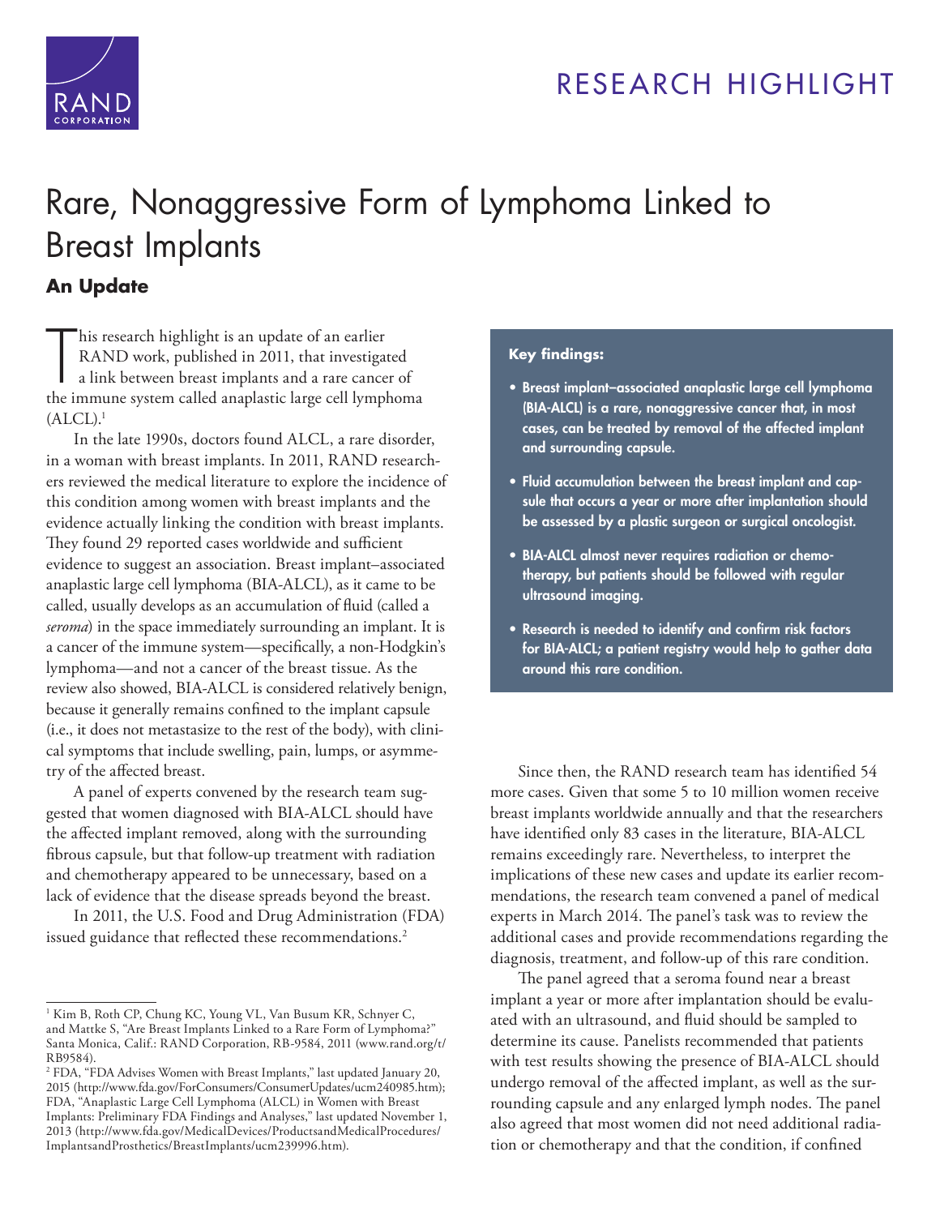# RESEARCH HIGHLIGHT

# Rare, Nonaggressive Form of Lymphoma Linked to Breast Implants

## An Update

This research highlight is an update of an earlier RAND work, published in 2011, that investigated a link between breast implants and a rare cancer of the immune system called anaplastic large cell lymphoma (ALCL).[1]

In the late 1990s, doctors found ALCL, a rare disorder, in a woman with breast implants. In 2011, RAND researchers reviewed the medical literature to explore the incidence of this condition among women with breast implants and the evidence actually linking the condition with breast implants. They found 29 reported cases worldwide and sufficient evidence to suggest an association. Breast implant–associated anaplastic large cell lymphoma (BIA-ALCL), as it came to be called, usually develops as an accumulation of fluid (called a *seroma*) in the space immediately surrounding an implant. It is a cancer of the immune system—specifically, a non-Hodgkin's lymphoma—and not a cancer of the breast tissue. As the review also showed, BIA-ALCL is considered relatively benign, because it generally remains confined to the implant capsule (i.e., it does not metastasize to the rest of the body), with clinical symptoms that include swelling, pain, lumps, or asymmetry of the affected breast.

A panel of experts convened by the research team suggested that women diagnosed with BIA-ALCL should have the affected implant removed, along with the surrounding fibrous capsule, but that follow-up treatment with radiation and chemotherapy appeared to be unnecessary, based on a lack of evidence that the disease spreads beyond the breast.

In 2011, the U.S. Food and Drug Administration (FDA) issued guidance that reflected these recommendations.[2]

**Key findings:**

- **Breast implant–associated anaplastic large cell lymphoma (BIA-ALCL) is a rare, nonaggressive cancer that, in most cases, can be treated by removal of the affected implant and surrounding capsule.**
- **Fluid accumulation between the breast implant and capsule that occurs a year or more after implantation should be assessed by a plastic surgeon or surgical oncologist.**
- **BIA-ALCL almost never requires radiation or chemotherapy, but patients should be followed with regular ultrasound imaging.**
- **Research is needed to identify and confirm risk factors for BIA-ALCL; a patient registry would help to gather data around this rare condition.**

Since then, the RAND research team has identified 54 more cases. Given that some 5 to 10 million women receive breast implants worldwide annually and that the researchers have identified only 83 cases in the literature, BIA-ALCL remains exceedingly rare. Nevertheless, to interpret the implications of these new cases and update its earlier recommendations, the research team convened a panel of medical experts in March 2014. The panel's task was to review the additional cases and provide recommendations regarding the diagnosis, treatment, and follow-up of this rare condition.

The panel agreed that a seroma found near a breast implant a year or more after implantation should be evaluated with an ultrasound, and fluid should be sampled to determine its cause. Panelists recommended that patients with test results showing the presence of BIA-ALCL should undergo removal of the affected implant, as well as the surrounding capsule and any enlarged lymph nodes. The panel also agreed that most women did not need additional radiation or chemotherapy and that the condition, if confined

---

[1] Kim B, Roth CP, Chung KC, Young VL, Van Busum KR, Schnyer C, and Mattke S, "Are Breast Implants Linked to a Rare Form of Lymphoma?" Santa Monica, Calif.: RAND Corporation, RB-9584, 2011 (www.rand.org/t/RB9584).

[2] FDA, "FDA Advises Women with Breast Implants," last updated January 20, 2015 (http://www.fda.gov/ForConsumers/ConsumerUpdates/ucm240985.htm); FDA, "Anaplastic Large Cell Lymphoma (ALCL) in Women with Breast Implants: Preliminary FDA Findings and Analyses," last updated November 1, 2013 (http://www.fda.gov/MedicalDevices/ProductsandMedicalProcedures/ImplantsandProsthetics/BreastImplants/ucm239996.htm).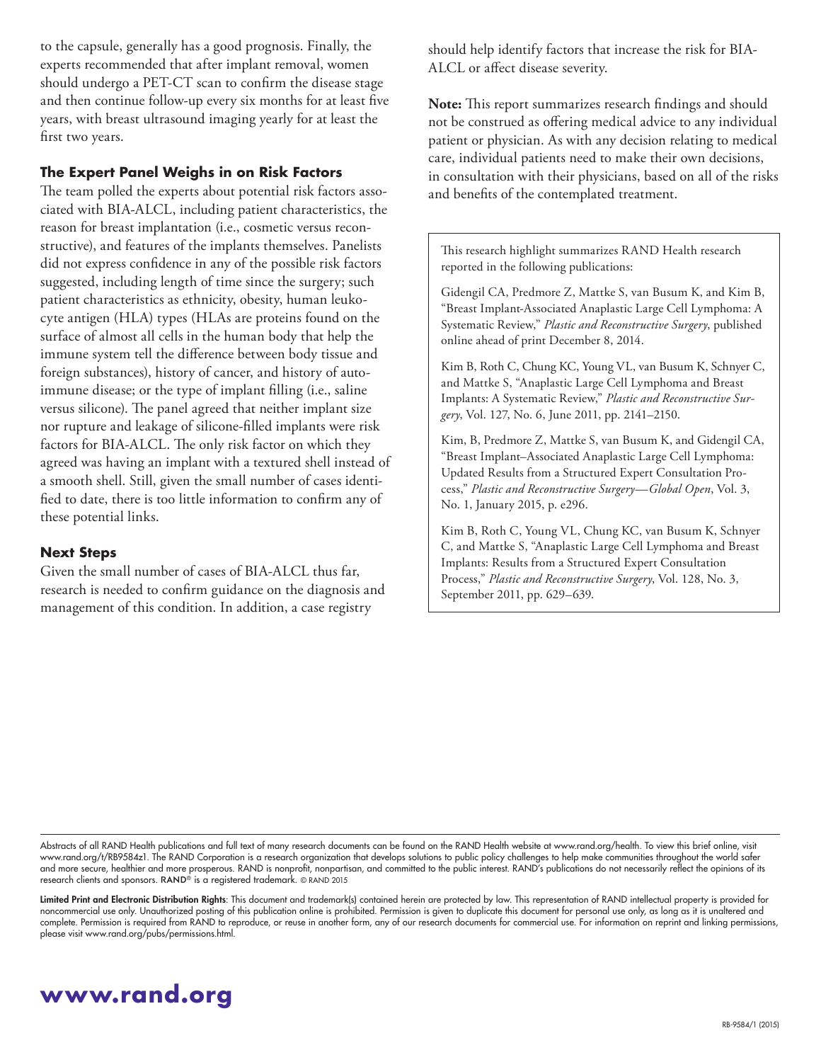to the capsule, generally has a good prognosis. Finally, the experts recommended that after implant removal, women should undergo a PET-CT scan to confirm the disease stage and then continue follow-up every six months for at least five years, with breast ultrasound imaging yearly for at least the first two years.

### The Expert Panel Weighs in on Risk Factors

The team polled the experts about potential risk factors associated with BIA-ALCL, including patient characteristics, the reason for breast implantation (i.e., cosmetic versus reconstructive), and features of the implants themselves. Panelists did not express confidence in any of the possible risk factors suggested, including length of time since the surgery; such patient characteristics as ethnicity, obesity, human leukocyte antigen (HLA) types (HLAs are proteins found on the surface of almost all cells in the human body that help the immune system tell the difference between body tissue and foreign substances), history of cancer, and history of autoimmune disease; or the type of implant filling (i.e., saline versus silicone). The panel agreed that neither implant size nor rupture and leakage of silicone-filled implants were risk factors for BIA-ALCL. The only risk factor on which they agreed was having an implant with a textured shell instead of a smooth shell. Still, given the small number of cases identified to date, there is too little information to confirm any of these potential links.

### Next Steps

Given the small number of cases of BIA-ALCL thus far, research is needed to confirm guidance on the diagnosis and management of this condition. In addition, a case registry should help identify factors that increase the risk for BIA-ALCL or affect disease severity.

**Note:** This report summarizes research findings and should not be construed as offering medical advice to any individual patient or physician. As with any decision relating to medical care, individual patients need to make their own decisions, in consultation with their physicians, based on all of the risks and benefits of the contemplated treatment.

This research highlight summarizes RAND Health research reported in the following publications:

Gidengil CA, Predmore Z, Mattke S, van Busum K, and Kim B, "Breast Implant-Associated Anaplastic Large Cell Lymphoma: A Systematic Review," *Plastic and Reconstructive Surgery*, published online ahead of print December 8, 2014.

Kim B, Roth C, Chung KC, Young VL, van Busum K, Schnyer C, and Mattke S, "Anaplastic Large Cell Lymphoma and Breast Implants: A Systematic Review," *Plastic and Reconstructive Surgery*, Vol. 127, No. 6, June 2011, pp. 2141–2150.

Kim, B, Predmore Z, Mattke S, van Busum K, and Gidengil CA, "Breast Implant–Associated Anaplastic Large Cell Lymphoma: Updated Results from a Structured Expert Consultation Process," *Plastic and Reconstructive Surgery—Global Open*, Vol. 3, No. 1, January 2015, p. e296.

Kim B, Roth C, Young VL, Chung KC, van Busum K, Schnyer C, and Mattke S, "Anaplastic Large Cell Lymphoma and Breast Implants: Results from a Structured Expert Consultation Process," *Plastic and Reconstructive Surgery*, Vol. 128, No. 3, September 2011, pp. 629–639.

Abstracts of all RAND Health publications and full text of many research documents can be found on the RAND Health website at www.rand.org/health. To view this brief online, visit www.rand.org/t/RB9584z1. The RAND Corporation is a research organization that develops solutions to public policy challenges to help make communities throughout the world safer and more secure, healthier and more prosperous. RAND is nonprofit, nonpartisan, and committed to the public interest. RAND's publications do not necessarily reflect the opinions of its research clients and sponsors. RAND® is a registered trademark. © RAND 2015

**Limited Print and Electronic Distribution Rights**: This document and trademark(s) contained herein are protected by law. This representation of RAND intellectual property is provided for noncommercial use only. Unauthorized posting of this publication online is prohibited. Permission is given to duplicate this document for personal use only, as long as it is unaltered and complete. Permission is required from RAND to reproduce, or reuse in another form, any of our research documents for commercial use. For information on reprint and linking permissions, please visit www.rand.org/pubs/permissions.html.

**www.rand.org**

RB-9584/1 (2015)